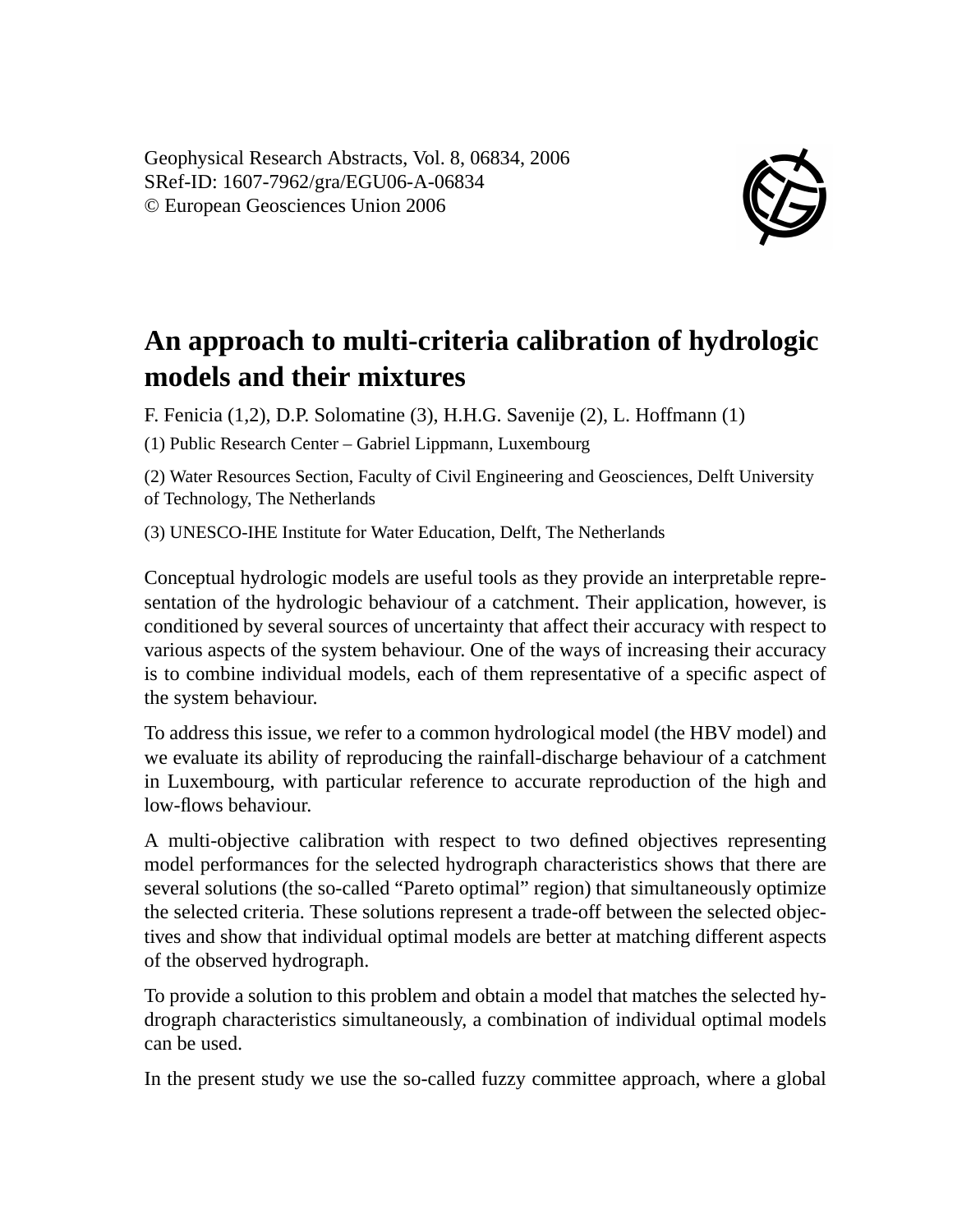Geophysical Research Abstracts, Vol. 8, 06834, 2006
SRef-ID: 1607-7962/gra/EGU06-A-06834
© European Geosciences Union 2006

# An approach to multi-criteria calibration of hydrologic models and their mixtures

F. Fenicia (1,2), D.P. Solomatine (3), H.H.G. Savenije (2), L. Hoffmann (1)

(1) Public Research Center – Gabriel Lippmann, Luxembourg

(2) Water Resources Section, Faculty of Civil Engineering and Geosciences, Delft University of Technology, The Netherlands

(3) UNESCO-IHE Institute for Water Education, Delft, The Netherlands

Conceptual hydrologic models are useful tools as they provide an interpretable representation of the hydrologic behaviour of a catchment. Their application, however, is conditioned by several sources of uncertainty that affect their accuracy with respect to various aspects of the system behaviour. One of the ways of increasing their accuracy is to combine individual models, each of them representative of a specific aspect of the system behaviour.

To address this issue, we refer to a common hydrological model (the HBV model) and we evaluate its ability of reproducing the rainfall-discharge behaviour of a catchment in Luxembourg, with particular reference to accurate reproduction of the high and low-flows behaviour.

A multi-objective calibration with respect to two defined objectives representing model performances for the selected hydrograph characteristics shows that there are several solutions (the so-called "Pareto optimal" region) that simultaneously optimize the selected criteria. These solutions represent a trade-off between the selected objectives and show that individual optimal models are better at matching different aspects of the observed hydrograph.

To provide a solution to this problem and obtain a model that matches the selected hydrograph characteristics simultaneously, a combination of individual optimal models can be used.

In the present study we use the so-called fuzzy committee approach, where a global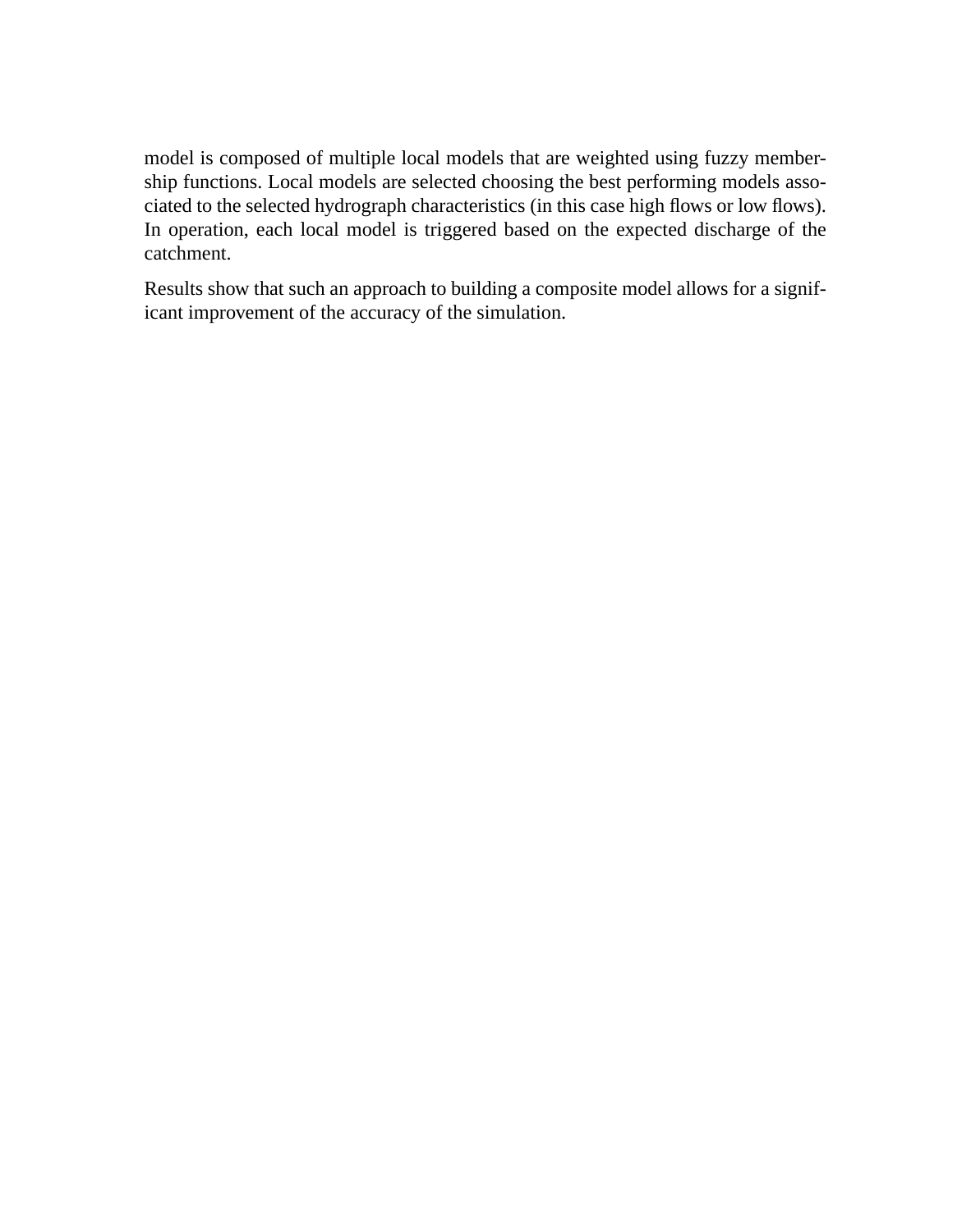model is composed of multiple local models that are weighted using fuzzy membership functions. Local models are selected choosing the best performing models associated to the selected hydrograph characteristics (in this case high flows or low flows). In operation, each local model is triggered based on the expected discharge of the catchment.

Results show that such an approach to building a composite model allows for a significant improvement of the accuracy of the simulation.